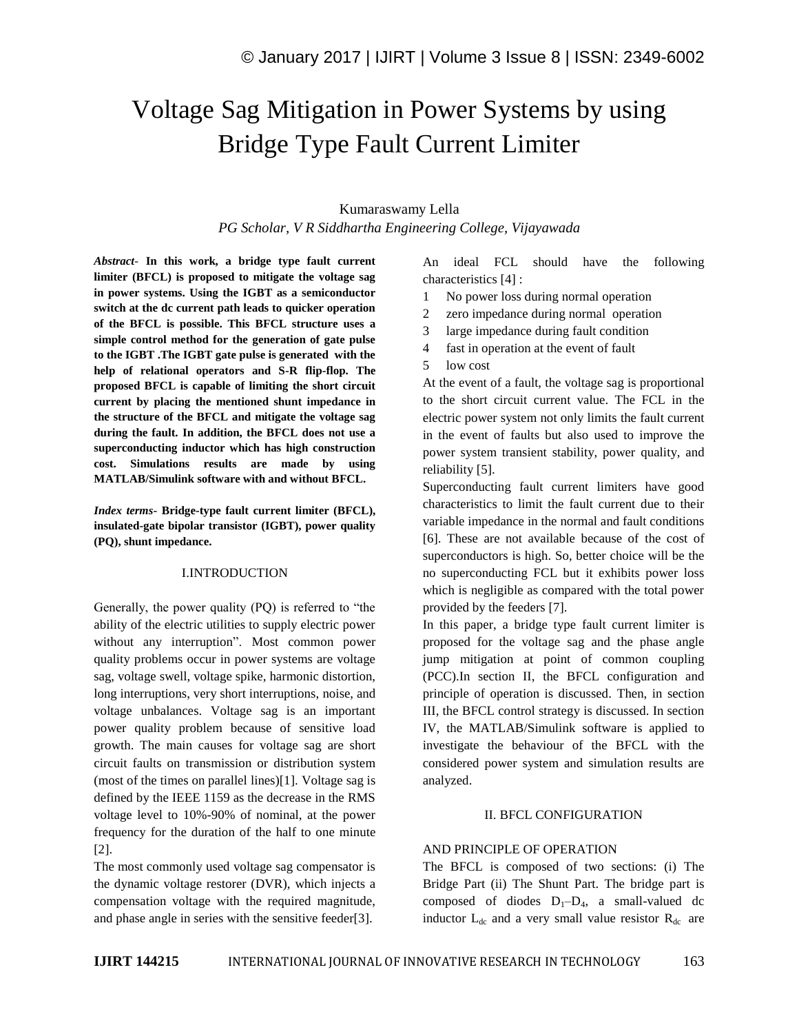# Voltage Sag Mitigation in Power Systems by using Bridge Type Fault Current Limiter

Kumaraswamy Lella

*PG Scholar, V R Siddhartha Engineering College, Vijayawada*

***Abstract*-** **In this work, a bridge type fault current limiter (BFCL) is proposed to mitigate the voltage sag in power systems. Using the IGBT as a semiconductor switch at the dc current path leads to quicker operation of the BFCL is possible. This BFCL structure uses a simple control method for the generation of gate pulse to the IGBT .The IGBT gate pulse is generated with the help of relational operators and S-R flip-flop. The proposed BFCL is capable of limiting the short circuit current by placing the mentioned shunt impedance in the structure of the BFCL and mitigate the voltage sag during the fault. In addition, the BFCL does not use a superconducting inductor which has high construction cost. Simulations results are made by using MATLAB/Simulink software with and without BFCL.**

***Index terms*-** **Bridge-type fault current limiter (BFCL), insulated-gate bipolar transistor (IGBT), power quality (PQ), shunt impedance.**

## I.INTRODUCTION

Generally, the power quality (PQ) is referred to "the ability of the electric utilities to supply electric power without any interruption". Most common power quality problems occur in power systems are voltage sag, voltage swell, voltage spike, harmonic distortion, long interruptions, very short interruptions, noise, and voltage unbalances. Voltage sag is an important power quality problem because of sensitive load growth. The main causes for voltage sag are short circuit faults on transmission or distribution system (most of the times on parallel lines)[1]. Voltage sag is defined by the IEEE 1159 as the decrease in the RMS voltage level to 10%-90% of nominal, at the power frequency for the duration of the half to one minute [2].

The most commonly used voltage sag compensator is the dynamic voltage restorer (DVR), which injects a compensation voltage with the required magnitude, and phase angle in series with the sensitive feeder[3].

An ideal FCL should have the following characteristics [4] :

1. No power loss during normal operation
2. zero impedance during normal operation
3. large impedance during fault condition
4. fast in operation at the event of fault
5. low cost

At the event of a fault, the voltage sag is proportional to the short circuit current value. The FCL in the electric power system not only limits the fault current in the event of faults but also used to improve the power system transient stability, power quality, and reliability [5].

Superconducting fault current limiters have good characteristics to limit the fault current due to their variable impedance in the normal and fault conditions [6]. These are not available because of the cost of superconductors is high. So, better choice will be the no superconducting FCL but it exhibits power loss which is negligible as compared with the total power provided by the feeders [7].

In this paper, a bridge type fault current limiter is proposed for the voltage sag and the phase angle jump mitigation at point of common coupling (PCC).In section II, the BFCL configuration and principle of operation is discussed. Then, in section III, the BFCL control strategy is discussed. In section IV, the MATLAB/Simulink software is applied to investigate the behaviour of the BFCL with the considered power system and simulation results are analyzed.

## II. BFCL CONFIGURATION

## AND PRINCIPLE OF OPERATION

The BFCL is composed of two sections: (i) The Bridge Part (ii) The Shunt Part. The bridge part is composed of diodes $D_1$–$D_4$, a small-valued dc inductor $L_{dc}$ and a very small value resistor $R_{dc}$ are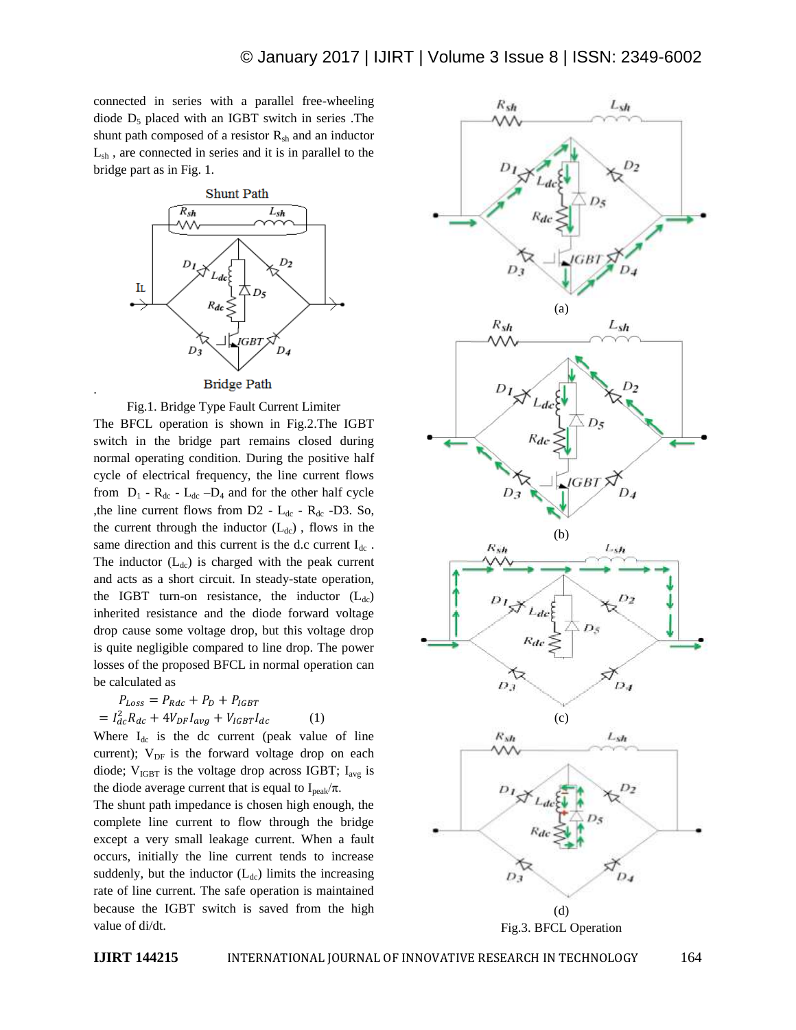connected in series with a parallel free-wheeling diode $D_5$ placed with an IGBT switch in series .The shunt path composed of a resistor $R_{sh}$ and an inductor $L_{sh}$ , are connected in series and it is in parallel to the bridge part as in Fig. 1.

Fig.1. Bridge Type Fault Current Limiter

The BFCL operation is shown in Fig.2.The IGBT switch in the bridge part remains closed during normal operating condition. During the positive half cycle of electrical frequency, the line current flows from $D_1$ - $R_{dc}$ - $L_{dc}$ –$D_4$ and for the other half cycle ,the line current flows from D2 - $L_{dc}$ - $R_{dc}$ -D3. So, the current through the inductor ($L_{dc}$) , flows in the same direction and this current is the d.c current $I_{dc}$ . The inductor ($L_{dc}$) is charged with the peak current and acts as a short circuit. In steady-state operation, the IGBT turn-on resistance, the inductor ($L_{dc}$) inherited resistance and the diode forward voltage drop cause some voltage drop, but this voltage drop is quite negligible compared to line drop. The power losses of the proposed BFCL in normal operation can be calculated as

$$P_{Loss} = P_{Rdc} + P_D + P_{IGBT}$$
$$= I_{dc}^2 R_{dc} + 4V_{DF} I_{avg} + V_{IGBT} I_{dc} \qquad (1)$$

Where $I_{dc}$ is the dc current (peak value of line current); $V_{DF}$ is the forward voltage drop on each diode; $V_{IGBT}$ is the voltage drop across IGBT; $I_{avg}$ is the diode average current that is equal to $I_{peak}/\pi$.

The shunt path impedance is chosen high enough, the complete line current to flow through the bridge except a very small leakage current. When a fault occurs, initially the line current tends to increase suddenly, but the inductor ($L_{dc}$) limits the increasing rate of line current. The safe operation is maintained because the IGBT switch is saved from the high value of di/dt.

(a)

(b)

(c)

(d)

Fig.3. BFCL Operation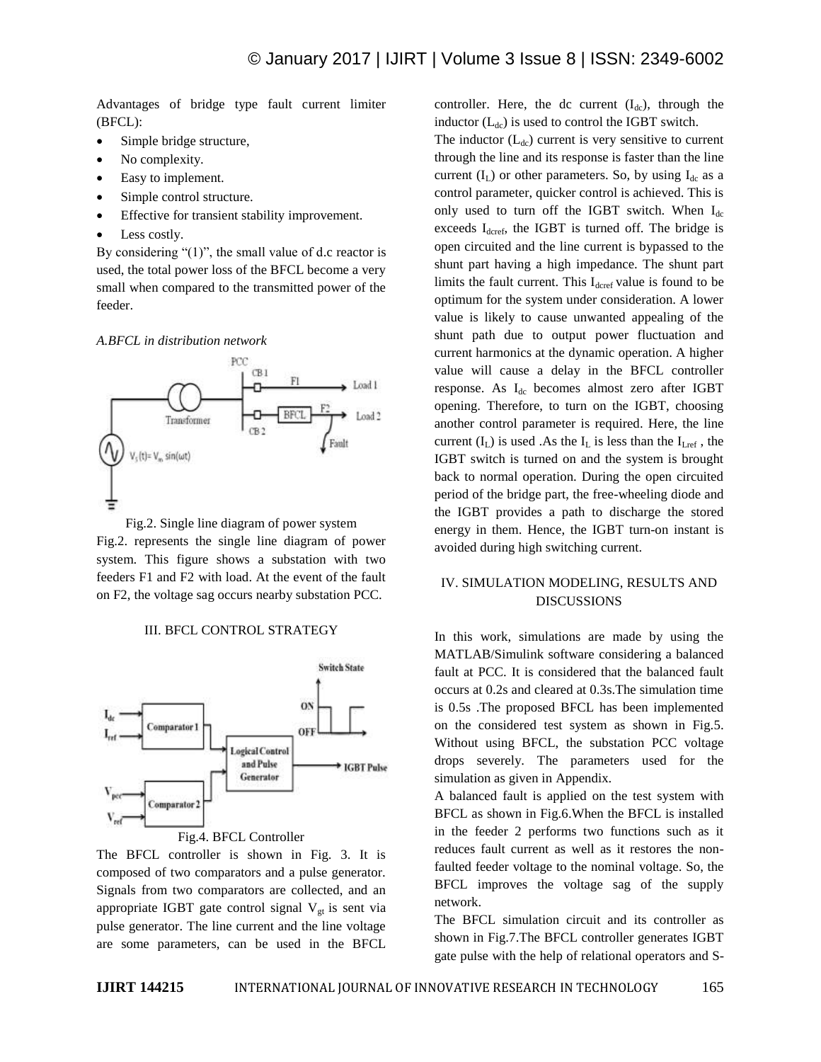Advantages of bridge type fault current limiter (BFCL):

- Simple bridge structure,
- No complexity.
- Easy to implement.
- Simple control structure.
- Effective for transient stability improvement.
- Less costly.

By considering "(1)", the small value of d.c reactor is used, the total power loss of the BFCL become a very small when compared to the transmitted power of the feeder.

*A.BFCL in distribution network*

Fig.2. Single line diagram of power system

Fig.2. represents the single line diagram of power system. This figure shows a substation with two feeders F1 and F2 with load. At the event of the fault on F2, the voltage sag occurs nearby substation PCC.

## III. BFCL CONTROL STRATEGY

Fig.4. BFCL Controller

The BFCL controller is shown in Fig. 3. It is composed of two comparators and a pulse generator. Signals from two comparators are collected, and an appropriate IGBT gate control signal $V_{gt}$ is sent via pulse generator. The line current and the line voltage are some parameters, can be used in the BFCL controller. Here, the dc current ($I_{dc}$), through the inductor ($L_{dc}$) is used to control the IGBT switch.

The inductor ($L_{dc}$) current is very sensitive to current through the line and its response is faster than the line current ($I_L$) or other parameters. So, by using $I_{dc}$ as a control parameter, quicker control is achieved. This is only used to turn off the IGBT switch. When $I_{dc}$ exceeds $I_{dcref}$, the IGBT is turned off. The bridge is open circuited and the line current is bypassed to the shunt part having a high impedance. The shunt part limits the fault current. This $I_{dcref}$ value is found to be optimum for the system under consideration. A lower value is likely to cause unwanted appealing of the shunt path due to output power fluctuation and current harmonics at the dynamic operation. A higher value will cause a delay in the BFCL controller response. As $I_{dc}$ becomes almost zero after IGBT opening. Therefore, to turn on the IGBT, choosing another control parameter is required. Here, the line current ($I_L$) is used .As the $I_L$ is less than the $I_{Lref}$ , the IGBT switch is turned on and the system is brought back to normal operation. During the open circuited period of the bridge part, the free-wheeling diode and the IGBT provides a path to discharge the stored energy in them. Hence, the IGBT turn-on instant is avoided during high switching current.

## IV. SIMULATION MODELING, RESULTS AND DISCUSSIONS

In this work, simulations are made by using the MATLAB/Simulink software considering a balanced fault at PCC. It is considered that the balanced fault occurs at 0.2s and cleared at 0.3s.The simulation time is 0.5s .The proposed BFCL has been implemented on the considered test system as shown in Fig.5. Without using BFCL, the substation PCC voltage drops severely. The parameters used for the simulation as given in Appendix.

A balanced fault is applied on the test system with BFCL as shown in Fig.6.When the BFCL is installed in the feeder 2 performs two functions such as it reduces fault current as well as it restores the non-faulted feeder voltage to the nominal voltage. So, the BFCL improves the voltage sag of the supply network.

The BFCL simulation circuit and its controller as shown in Fig.7.The BFCL controller generates IGBT gate pulse with the help of relational operators and S-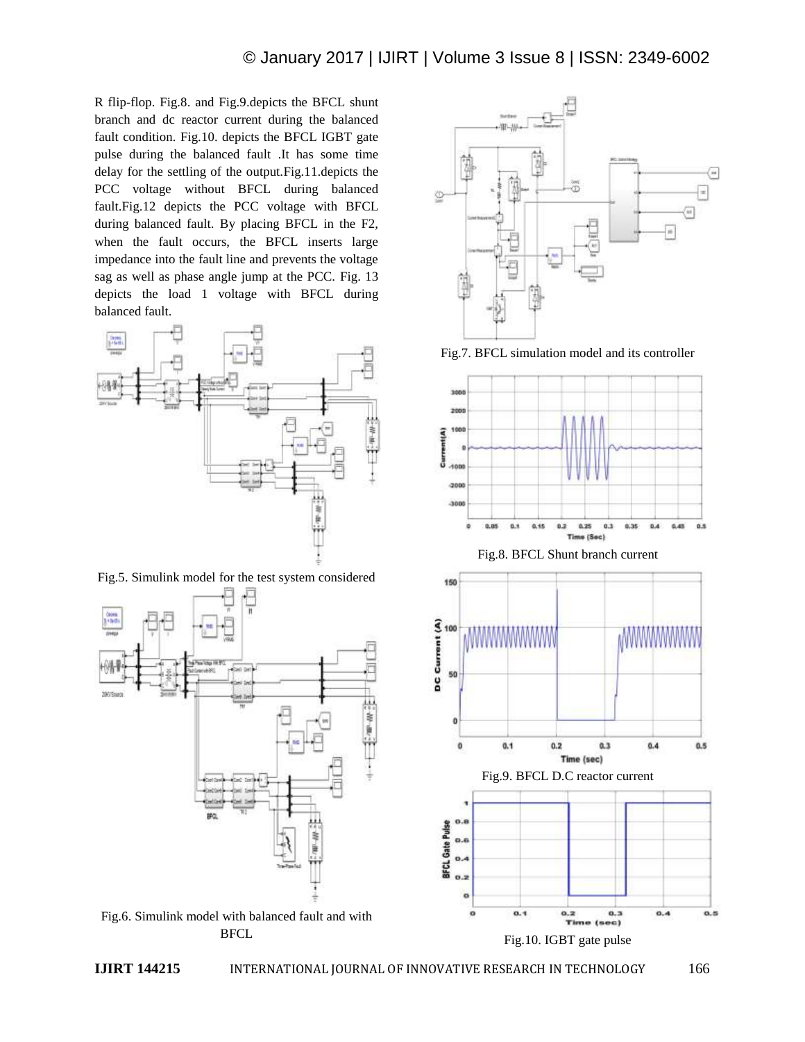R flip-flop. Fig.8. and Fig.9.depicts the BFCL shunt branch and dc reactor current during the balanced fault condition. Fig.10. depicts the BFCL IGBT gate pulse during the balanced fault .It has some time delay for the settling of the output.Fig.11.depicts the PCC voltage without BFCL during balanced fault.Fig.12 depicts the PCC voltage with BFCL during balanced fault. By placing BFCL in the F2, when the fault occurs, the BFCL inserts large impedance into the fault line and prevents the voltage sag as well as phase angle jump at the PCC. Fig. 13 depicts the load 1 voltage with BFCL during balanced fault.

Fig.5. Simulink model for the test system considered

Fig.6. Simulink model with balanced fault and with BFCL

Fig.7. BFCL simulation model and its controller

Fig.8. BFCL Shunt branch current

Fig.9. BFCL D.C reactor current

Fig.10. IGBT gate pulse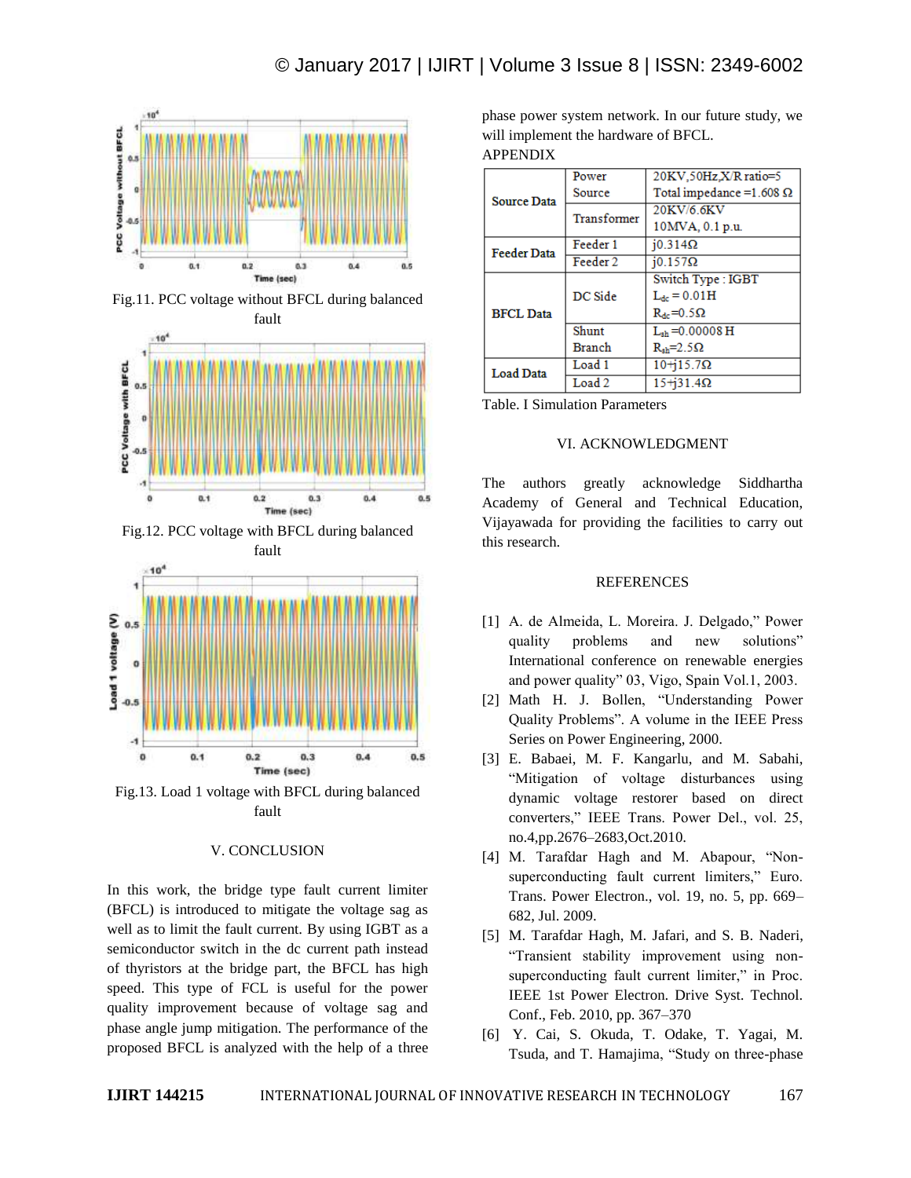Fig.11. PCC voltage without BFCL during balanced fault

Fig.12. PCC voltage with BFCL during balanced fault

Fig.13. Load 1 voltage with BFCL during balanced fault

## V. CONCLUSION

In this work, the bridge type fault current limiter (BFCL) is introduced to mitigate the voltage sag as well as to limit the fault current. By using IGBT as a semiconductor switch in the dc current path instead of thyristors at the bridge part, the BFCL has high speed. This type of FCL is useful for the power quality improvement because of voltage sag and phase angle jump mitigation. The performance of the proposed BFCL is analyzed with the help of a three phase power system network. In our future study, we will implement the hardware of BFCL.

APPENDIX

| | | |
|---|---|---|
| **Source Data** | Power Source | 20KV,50Hz,X/R ratio=5 Total impedance =1.608 Ω |
| | Transformer | 20KV/6.6KV 10MVA, 0.1 p.u. |
| **Feeder Data** | Feeder 1 | j0.314Ω |
| | Feeder 2 | j0.157Ω |
| **BFCL Data** | DC Side | Switch Type : IGBT $L_{dc}$ = 0.01H $R_{dc}$=0.5Ω |
| | Shunt Branch | $L_{sh}$ =0.00008 H $R_{sh}$=2.5Ω |
| **Load Data** | Load 1 | 10+j15.7Ω |
| | Load 2 | 15+j31.4Ω |

Table. I Simulation Parameters

## VI. ACKNOWLEDGMENT

The authors greatly acknowledge Siddhartha Academy of General and Technical Education, Vijayawada for providing the facilities to carry out this research.

## REFERENCES

[1] A. de Almeida, L. Moreira. J. Delgado," Power quality problems and new solutions" International conference on renewable energies and power quality" 03, Vigo, Spain Vol.1, 2003.

[2] Math H. J. Bollen, "Understanding Power Quality Problems". A volume in the IEEE Press Series on Power Engineering, 2000.

[3] E. Babaei, M. F. Kangarlu, and M. Sabahi, "Mitigation of voltage disturbances using dynamic voltage restorer based on direct converters," IEEE Trans. Power Del., vol. 25, no.4,pp.2676–2683,Oct.2010.

[4] M. Tarafdar Hagh and M. Abapour, "Non-superconducting fault current limiters," Euro. Trans. Power Electron., vol. 19, no. 5, pp. 669–682, Jul. 2009.

[5] M. Tarafdar Hagh, M. Jafari, and S. B. Naderi, "Transient stability improvement using non-superconducting fault current limiter," in Proc. IEEE 1st Power Electron. Drive Syst. Technol. Conf., Feb. 2010, pp. 367–370

[6] Y. Cai, S. Okuda, T. Odake, T. Yagai, M. Tsuda, and T. Hamajima, "Study on three-phase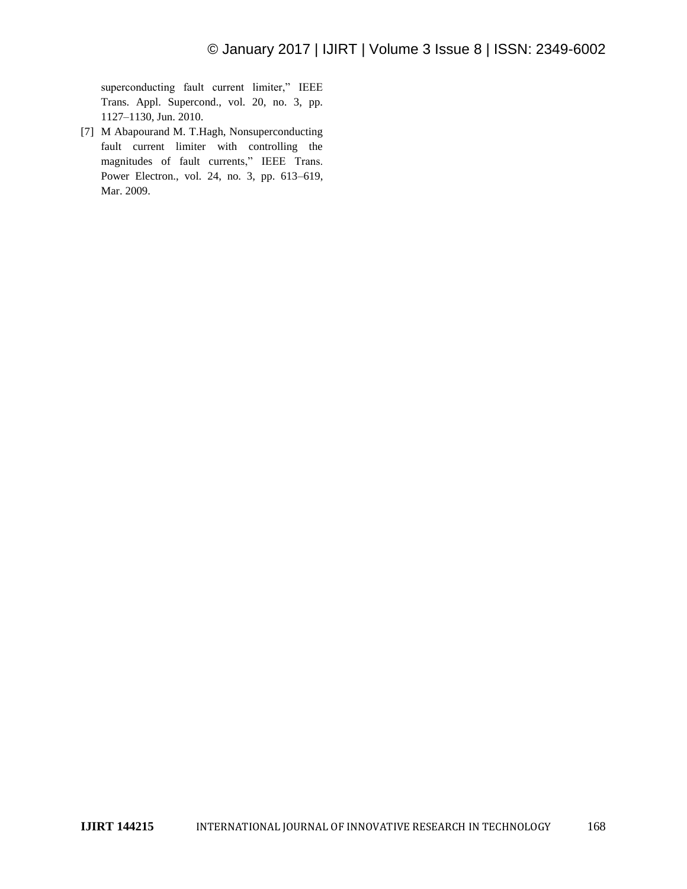superconducting fault current limiter," IEEE Trans. Appl. Supercond., vol. 20, no. 3, pp. 1127–1130, Jun. 2010.

[7] M Abapourand M. T.Hagh, Nonsuperconducting fault current limiter with controlling the magnitudes of fault currents," IEEE Trans. Power Electron., vol. 24, no. 3, pp. 613–619, Mar. 2009.